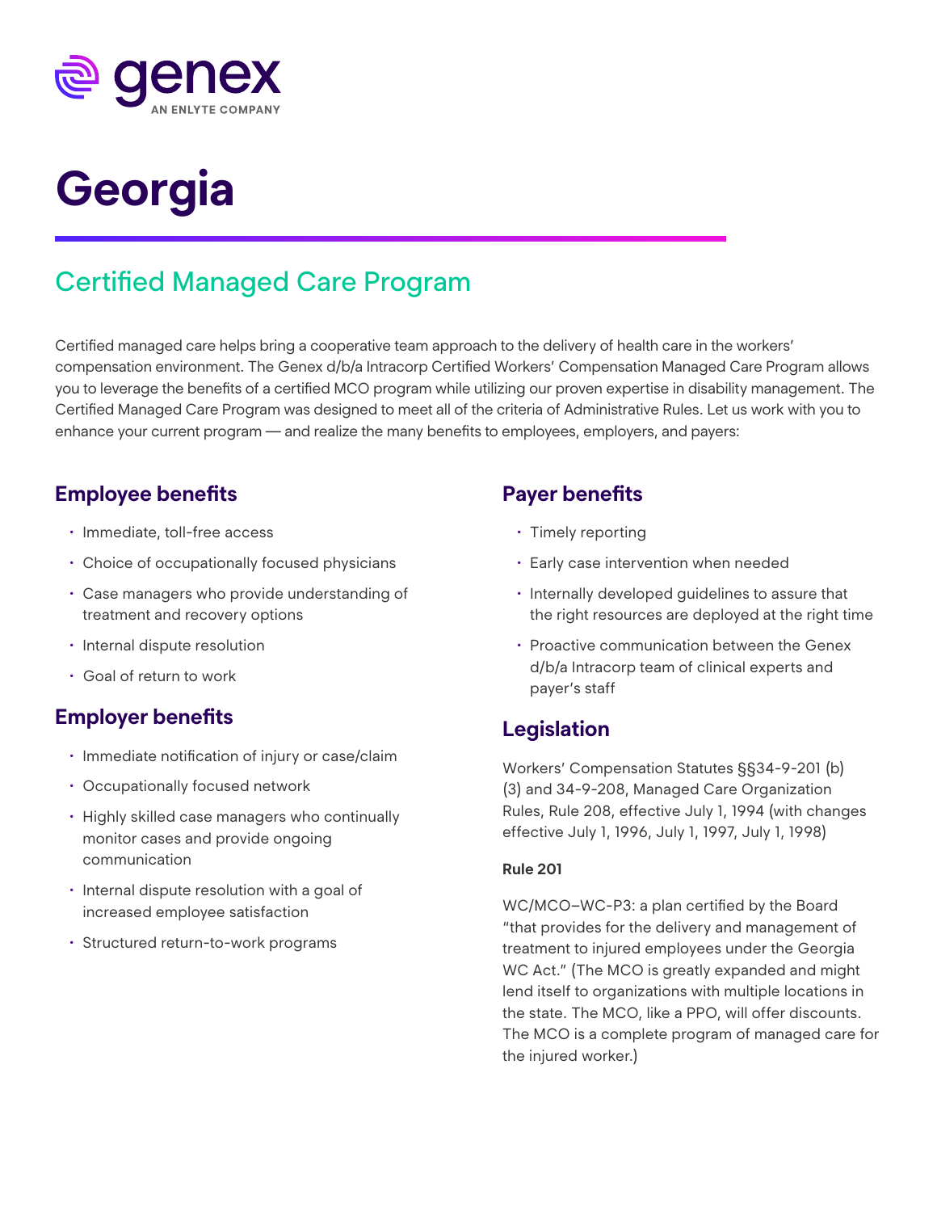genex

AN ENLYTE COMPANY

# Georgia

## Certified Managed Care Program

Certified managed care helps bring a cooperative team approach to the delivery of health care in the workers' compensation environment. The Genex d/b/a Intracorp Certified Workers' Compensation Managed Care Program allows you to leverage the benefits of a certified MCO program while utilizing our proven expertise in disability management. The Certified Managed Care Program was designed to meet all of the criteria of Administrative Rules. Let us work with you to enhance your current program — and realize the many benefits to employees, employers, and payers:

### Employee benefits

- Immediate, toll-free access
- Choice of occupationally focused physicians
- Case managers who provide understanding of treatment and recovery options
- Internal dispute resolution
- Goal of return to work

### Employer benefits

- Immediate notification of injury or case/claim
- Occupationally focused network
- Highly skilled case managers who continually monitor cases and provide ongoing communication
- Internal dispute resolution with a goal of increased employee satisfaction
- Structured return-to-work programs

### Payer benefits

- Timely reporting
- Early case intervention when needed
- Internally developed guidelines to assure that the right resources are deployed at the right time
- Proactive communication between the Genex d/b/a Intracorp team of clinical experts and payer's staff

### Legislation

Workers' Compensation Statutes §§34-9-201 (b)(3) and 34-9-208, Managed Care Organization Rules, Rule 208, effective July 1, 1994 (with changes effective July 1, 1996, July 1, 1997, July 1, 1998)

**Rule 201**

WC/MCO–WC-P3: a plan certified by the Board "that provides for the delivery and management of treatment to injured employees under the Georgia WC Act." (The MCO is greatly expanded and might lend itself to organizations with multiple locations in the state. The MCO, like a PPO, will offer discounts. The MCO is a complete program of managed care for the injured worker.)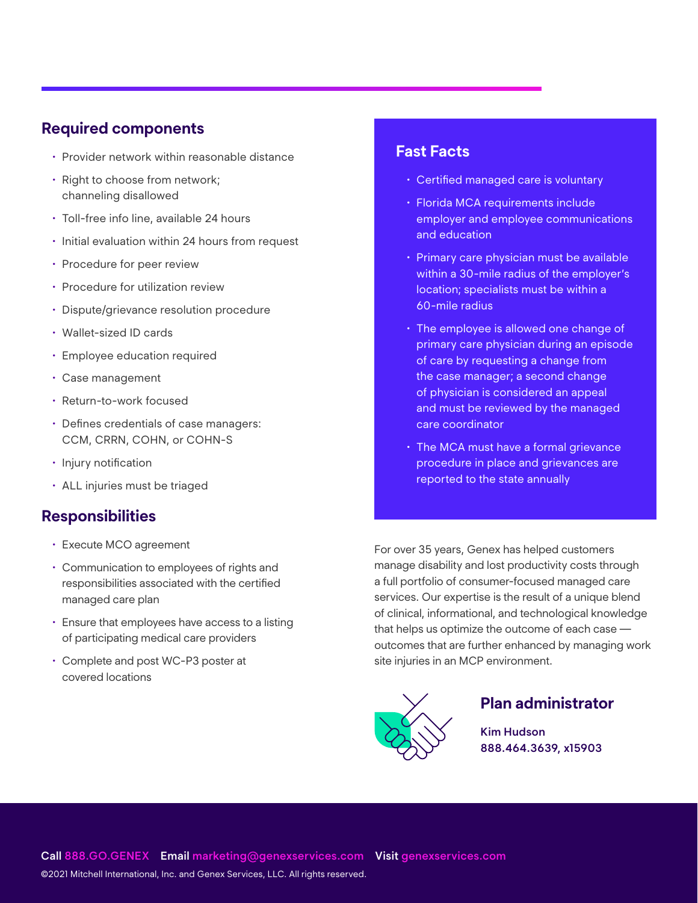## Required components

- Provider network within reasonable distance
- Right to choose from network; channeling disallowed
- Toll-free info line, available 24 hours
- Initial evaluation within 24 hours from request
- Procedure for peer review
- Procedure for utilization review
- Dispute/grievance resolution procedure
- Wallet-sized ID cards
- Employee education required
- Case management
- Return-to-work focused
- Defines credentials of case managers: CCM, CRRN, COHN, or COHN-S
- Injury notification
- ALL injuries must be triaged

## Responsibilities

- Execute MCO agreement
- Communication to employees of rights and responsibilities associated with the certified managed care plan
- Ensure that employees have access to a listing of participating medical care providers
- Complete and post WC-P3 poster at covered locations

## Fast Facts

- Certified managed care is voluntary
- Florida MCA requirements include employer and employee communications and education
- Primary care physician must be available within a 30-mile radius of the employer's location; specialists must be within a 60-mile radius
- The employee is allowed one change of primary care physician during an episode of care by requesting a change from the case manager; a second change of physician is considered an appeal and must be reviewed by the managed care coordinator
- The MCA must have a formal grievance procedure in place and grievances are reported to the state annually

For over 35 years, Genex has helped customers manage disability and lost productivity costs through a full portfolio of consumer-focused managed care services. Our expertise is the result of a unique blend of clinical, informational, and technological knowledge that helps us optimize the outcome of each case — outcomes that are further enhanced by managing work site injuries in an MCP environment.

## Plan administrator

**Kim Hudson**
**888.464.3639, x15903**

**Call** 888.GO.GENEX **Email** marketing@genexservices.com **Visit** genexservices.com

©2021 Mitchell International, Inc. and Genex Services, LLC. All rights reserved.